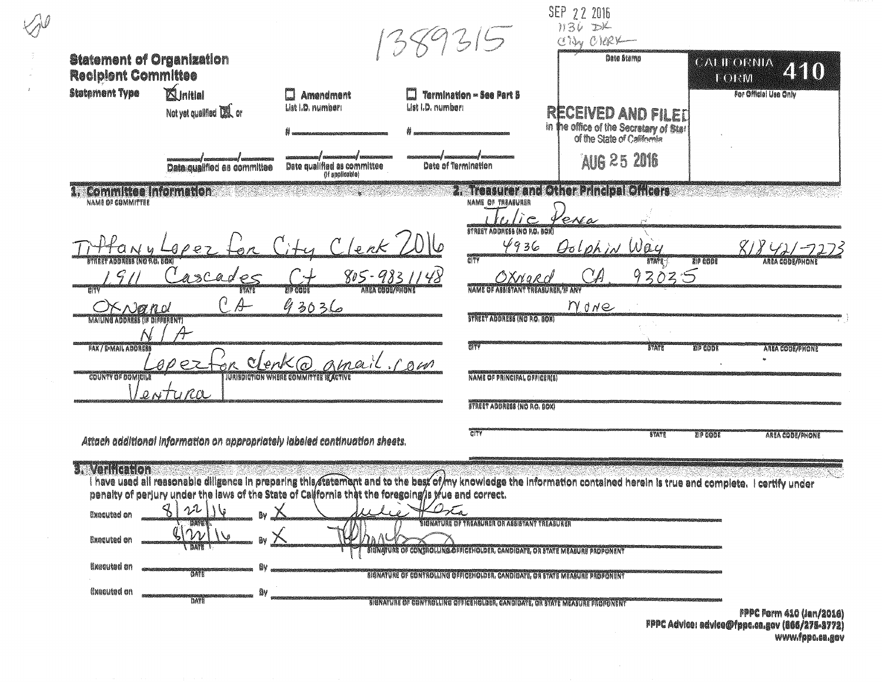1389315

SEP 22 2016
1134 DK
City Clerk

# Statement of Organization
## Recipient Committee

**CALIFORNIA FORM 410**

For Official Use Only

Date Stamp

RECEIVED AND FILED in the office of the Secretary of State of the State of California

AUG 25 2016

**Statement Type**

- [x] Initial — Not yet qualified [x] or ___/___/___ Date qualified as committee
- [ ] Amendment — List I.D. number: # ________ ___/___/___ Date qualified as committee (if applicable)
- [ ] Termination – See Part 5 — List I.D. number: # ________ ___/___/___ Date of Termination

### 1. Committee Information

NAME OF COMMITTEE: Tiffany Lopez for City Clerk 2016

STREET ADDRESS (NO P.O. BOX): 1911 Cascades Ct

AREA CODE/PHONE: 805-983-1148

CITY: Oxnard STATE: CA ZIP CODE: 93036

MAILING ADDRESS (IF DIFFERENT): N/A

FAX / E-MAIL ADDRESS: Lopezforclerk@gmail.com

COUNTY OF DOMICILE: Ventura

JURISDICTION WHERE COMMITTEE IS ACTIVE:

*Attach additional information on appropriately labeled continuation sheets.*

### 2. Treasurer and Other Principal Officers

NAME OF TREASURER: Julie Pena

STREET ADDRESS (NO P.O. BOX): 4936 Dolphin Way

CITY: Oxnard STATE: CA ZIP CODE: 93035 AREA CODE/PHONE: 818-421-7273

NAME OF ASSISTANT TREASURER, IF ANY: None

STREET ADDRESS (NO P.O. BOX):

CITY / STATE / ZIP CODE / AREA CODE/PHONE:

NAME OF PRINCIPAL OFFICER(S):

STREET ADDRESS (NO P.O. BOX):

CITY / STATE / ZIP CODE / AREA CODE/PHONE:

### 3. Verification

I have used all reasonable diligence in preparing this statement and to the best of my knowledge the information contained herein is true and complete. I certify under penalty of perjury under the laws of the State of California that the foregoing is true and correct.

Executed on 8/22/16 By X *[signature]* — SIGNATURE OF TREASURER OR ASSISTANT TREASURER

Executed on 8/22/16 By X *[signature]* — SIGNATURE OF CONTROLLING OFFICEHOLDER, CANDIDATE, OR STATE MEASURE PROPONENT

Executed on ________ By ________ — SIGNATURE OF CONTROLLING OFFICEHOLDER, CANDIDATE, OR STATE MEASURE PROPONENT

Executed on ________ By ________ — SIGNATURE OF CONTROLLING OFFICEHOLDER, CANDIDATE, OR STATE MEASURE PROPONENT

FPPC Form 410 (Jan/2016)
FPPC Advice: advice@fppc.ca.gov (866/275-3772)
www.fppc.ca.gov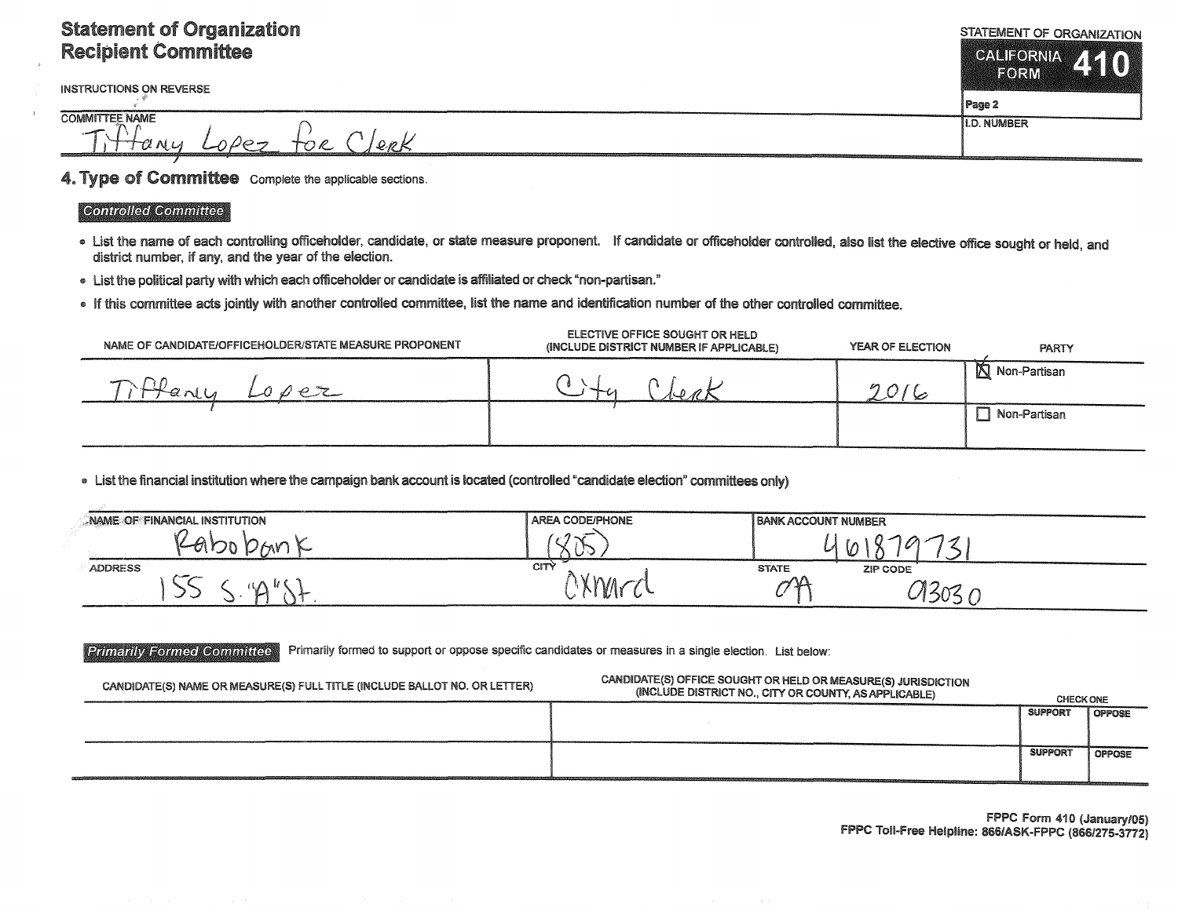# Statement of Organization Recipient Committee

INSTRUCTIONS ON REVERSE

STATEMENT OF ORGANIZATION
CALIFORNIA FORM **410**

Page 2

| COMMITTEE NAME | I.D. NUMBER |
|---|---|
| Tiffany Lopez for Clerk | |

## 4. Type of Committee

Complete the applicable sections.

### Controlled Committee

- List the name of each controlling officeholder, candidate, or state measure proponent. If candidate or officeholder controlled, also list the elective office sought or held, and district number, if any, and the year of the election.
- List the political party with which each officeholder or candidate is affiliated or check "non-partisan."
- If this committee acts jointly with another controlled committee, list the name and identification number of the other controlled committee.

| NAME OF CANDIDATE/OFFICEHOLDER/STATE MEASURE PROPONENT | ELECTIVE OFFICE SOUGHT OR HELD (INCLUDE DISTRICT NUMBER IF APPLICABLE) | YEAR OF ELECTION | PARTY |
|---|---|---|---|
| Tiffany Lopez | City Clerk | 2016 | ☒ Non-Partisan |
| | | | ☐ Non-Partisan |

- List the financial institution where the campaign bank account is located (controlled "candidate election" committees only)

| NAME OF FINANCIAL INSTITUTION | AREA CODE/PHONE | BANK ACCOUNT NUMBER | |
|---|---|---|---|
| Rabobank | (805) | 461879731 | |
| **ADDRESS** | **CITY** | **STATE** | **ZIP CODE** |
| 155 S. "A" St. | Oxnard | CA | 93030 |

### Primarily Formed Committee

Primarily formed to support or oppose specific candidates or measures in a single election. List below:

| CANDIDATE(S) NAME OR MEASURE(S) FULL TITLE (INCLUDE BALLOT NO. OR LETTER) | CANDIDATE(S) OFFICE SOUGHT OR HELD OR MEASURE(S) JURISDICTION (INCLUDE DISTRICT NO., CITY OR COUNTY, AS APPLICABLE) | CHECK ONE | |
|---|---|---|---|
| | | SUPPORT | OPPOSE |
| | | SUPPORT | OPPOSE |

FPPC Form 410 (January/05)
FPPC Toll-Free Helpline: 866/ASK-FPPC (866/275-3772)